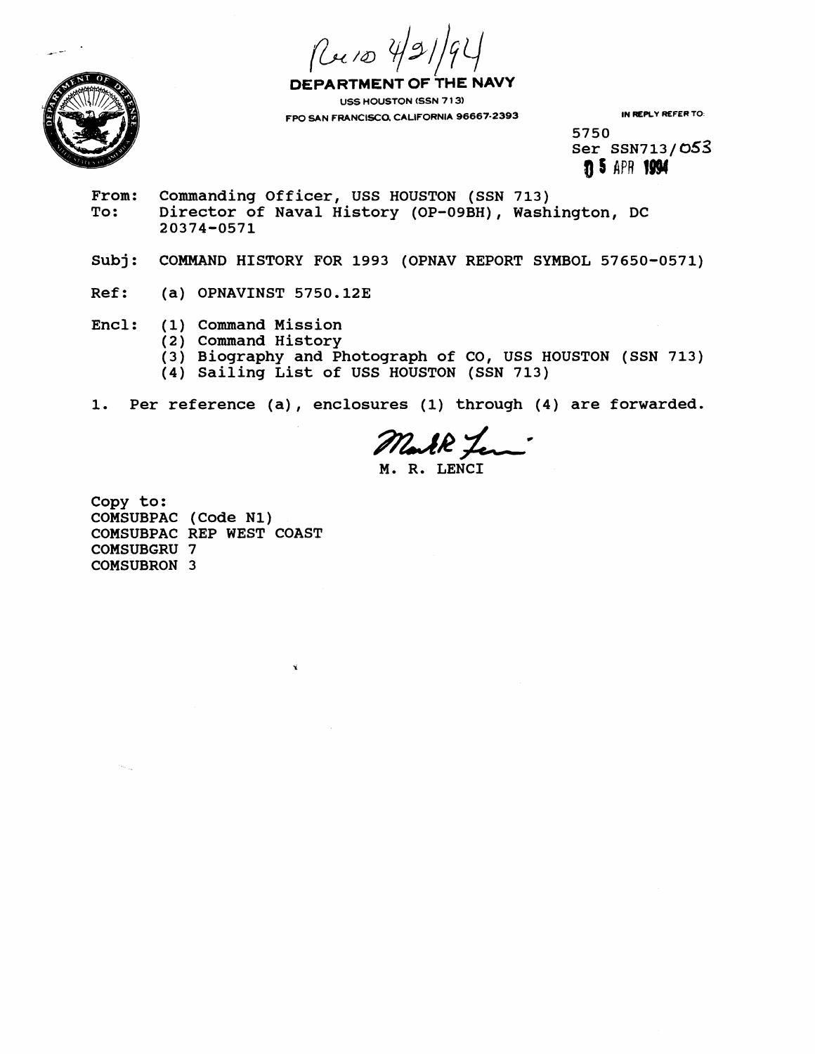Rec'd 4/21/94

**DEPARTMENT OF THE NAVY**

USS HOUSTON (SSN 713)

FPO SAN FRANCISCO, CALIFORNIA 96667-2393

IN REPLY REFER TO:

5750
Ser SSN713/053
05 APR 1994

From: Commanding Officer, USS HOUSTON (SSN 713)
To: Director of Naval History (OP-09BH), Washington, DC 20374-0571

Subj: COMMAND HISTORY FOR 1993 (OPNAV REPORT SYMBOL 57650-0571)

Ref: (a) OPNAVINST 5750.12E

Encl: (1) Command Mission
(2) Command History
(3) Biography and Photograph of CO, USS HOUSTON (SSN 713)
(4) Sailing List of USS HOUSTON (SSN 713)

1. Per reference (a), enclosures (1) through (4) are forwarded.

Mark R. Lenci

M. R. LENCI

Copy to:
COMSUBPAC (Code N1)
COMSUBPAC REP WEST COAST
COMSUBGRU 7
COMSUBRON 3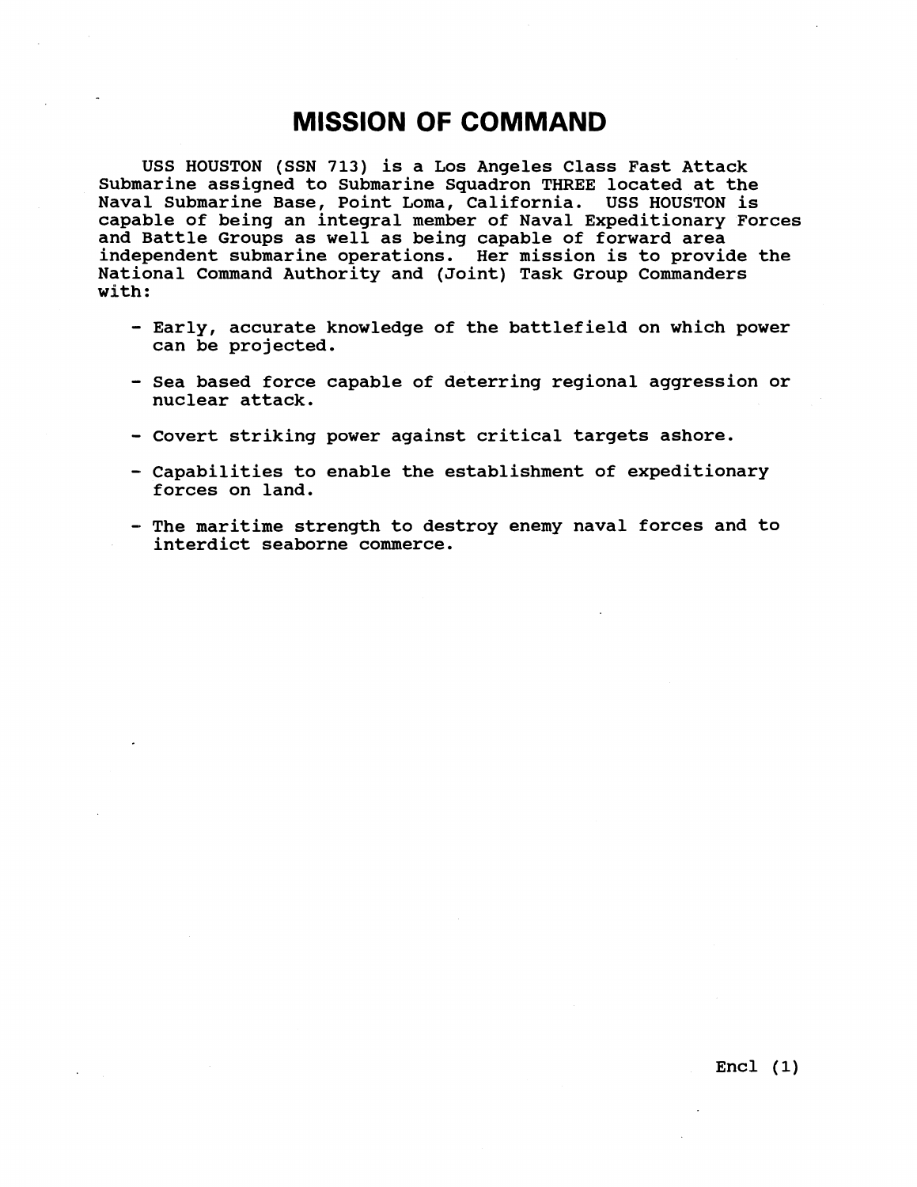# MISSION OF COMMAND

USS HOUSTON (SSN 713) is a Los Angeles Class Fast Attack Submarine assigned to Submarine Squadron THREE located at the Naval Submarine Base, Point Loma, California. USS HOUSTON is capable of being an integral member of Naval Expeditionary Forces and Battle Groups as well as being capable of forward area independent submarine operations. Her mission is to provide the National Command Authority and (Joint) Task Group Commanders with:

- Early, accurate knowledge of the battlefield on which power can be projected.

- Sea based force capable of deterring regional aggression or nuclear attack.

- Covert striking power against critical targets ashore.

- Capabilities to enable the establishment of expeditionary forces on land.

- The maritime strength to destroy enemy naval forces and to interdict seaborne commerce.

Encl (1)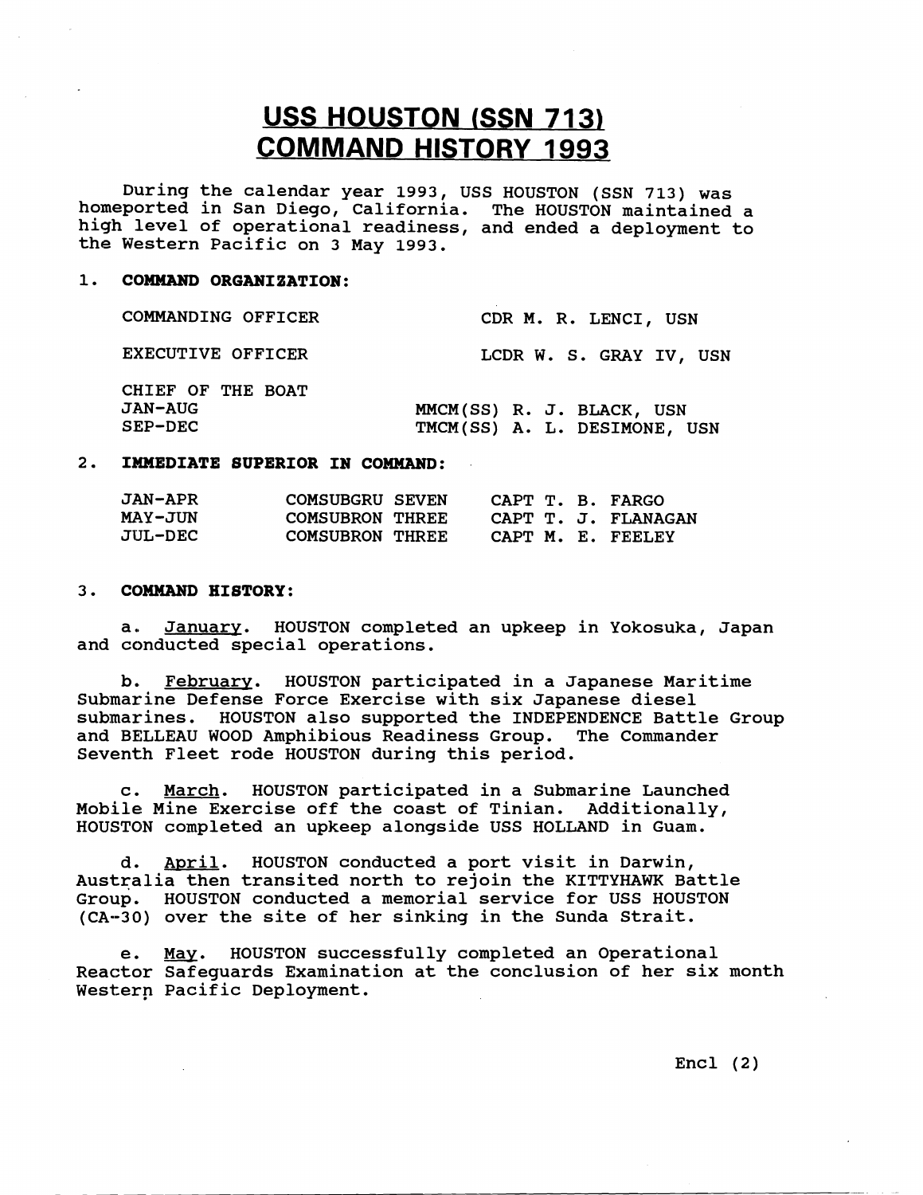# USS HOUSTON (SSN 713)
# COMMAND HISTORY 1993

During the calendar year 1993, USS HOUSTON (SSN 713) was homeported in San Diego, California. The HOUSTON maintained a high level of operational readiness, and ended a deployment to the Western Pacific on 3 May 1993.

1. **COMMAND ORGANIZATION:**

| | |
|---|---|
| COMMANDING OFFICER | CDR M. R. LENCI, USN |
| EXECUTIVE OFFICER | LCDR W. S. GRAY IV, USN |
| CHIEF OF THE BOAT | |
| JAN-AUG | MMCM(SS) R. J. BLACK, USN |
| SEP-DEC | TMCM(SS) A. L. DESIMONE, USN |

2. **IMMEDIATE SUPERIOR IN COMMAND:**

| | | |
|---|---|---|
| JAN-APR | COMSUBGRU SEVEN | CAPT T. B. FARGO |
| MAY-JUN | COMSUBRON THREE | CAPT T. J. FLANAGAN |
| JUL-DEC | COMSUBRON THREE | CAPT M. E. FEELEY |

3. **COMMAND HISTORY:**

a. January. HOUSTON completed an upkeep in Yokosuka, Japan and conducted special operations.

b. February. HOUSTON participated in a Japanese Maritime Submarine Defense Force Exercise with six Japanese diesel submarines. HOUSTON also supported the INDEPENDENCE Battle Group and BELLEAU WOOD Amphibious Readiness Group. The Commander Seventh Fleet rode HOUSTON during this period.

c. March. HOUSTON participated in a Submarine Launched Mobile Mine Exercise off the coast of Tinian. Additionally, HOUSTON completed an upkeep alongside USS HOLLAND in Guam.

d. April. HOUSTON conducted a port visit in Darwin, Australia then transited north to rejoin the KITTYHAWK Battle Group. HOUSTON conducted a memorial service for USS HOUSTON (CA-30) over the site of her sinking in the Sunda Strait.

e. May. HOUSTON successfully completed an Operational Reactor Safeguards Examination at the conclusion of her six month Western Pacific Deployment.

Encl (2)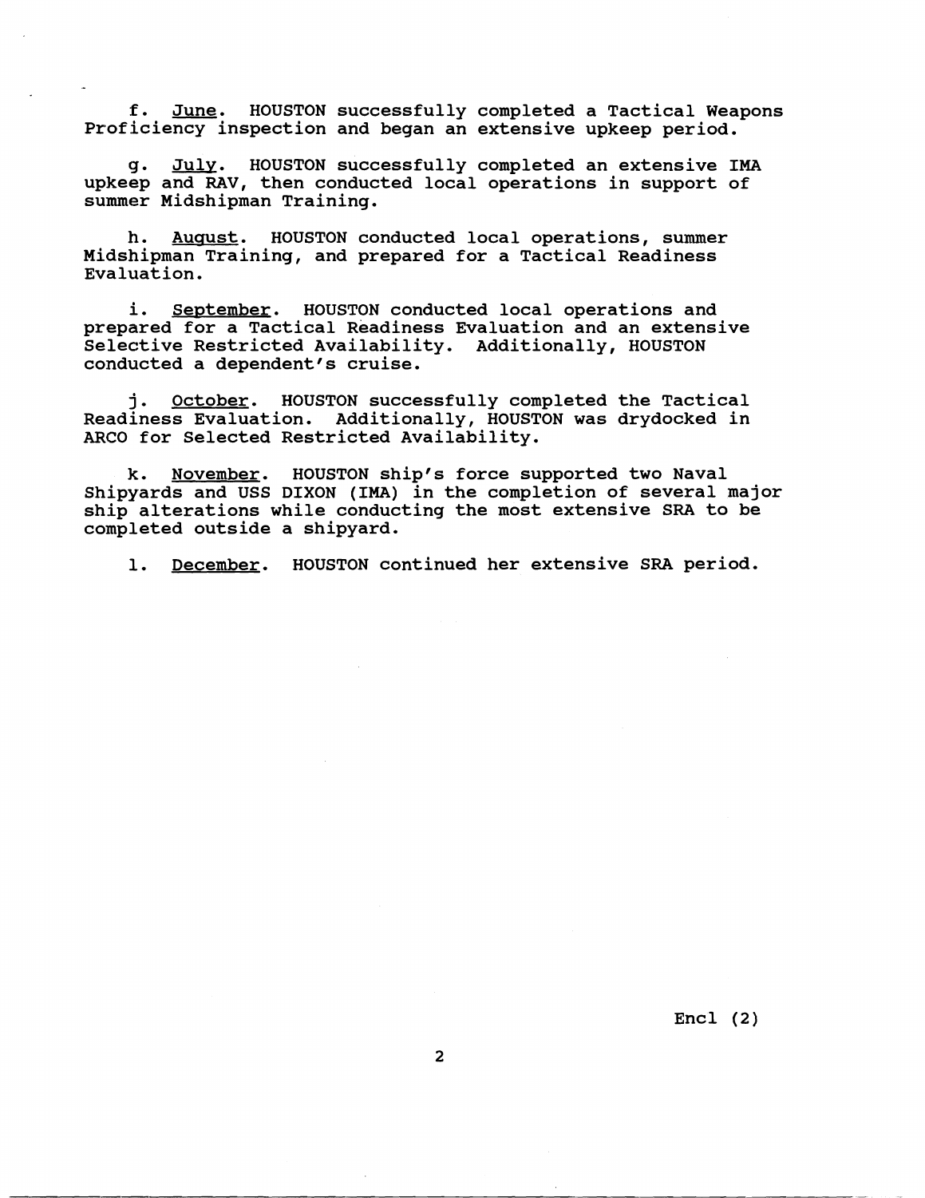f. <u>June</u>. HOUSTON successfully completed a Tactical Weapons Proficiency inspection and began an extensive upkeep period.

g. <u>July</u>. HOUSTON successfully completed an extensive IMA upkeep and RAV, then conducted local operations in support of summer Midshipman Training.

h. <u>August</u>. HOUSTON conducted local operations, summer Midshipman Training, and prepared for a Tactical Readiness Evaluation.

i. <u>September</u>. HOUSTON conducted local operations and prepared for a Tactical Readiness Evaluation and an extensive Selective Restricted Availability. Additionally, HOUSTON conducted a dependent's cruise.

j. <u>October</u>. HOUSTON successfully completed the Tactical Readiness Evaluation. Additionally, HOUSTON was drydocked in ARCO for Selected Restricted Availability.

k. <u>November</u>. HOUSTON ship's force supported two Naval Shipyards and USS DIXON (IMA) in the completion of several major ship alterations while conducting the most extensive SRA to be completed outside a shipyard.

l. <u>December</u>. HOUSTON continued her extensive SRA period.

Encl (2)